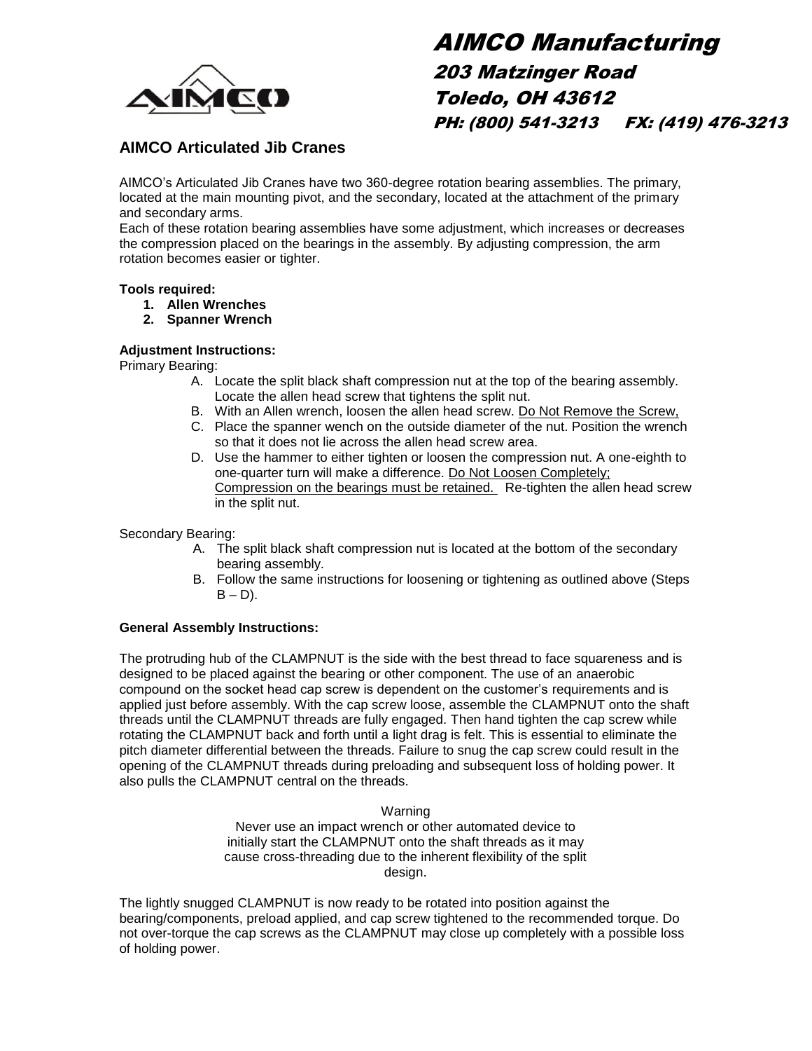# AIMCO Manufacturing

## 203 Matzinger Road

## Toledo, OH 43612

## PH: (800) 541-3213     FX: (419) 476-3213

## AIMCO Articulated Jib Cranes

AIMCO's Articulated Jib Cranes have two 360-degree rotation bearing assemblies. The primary, located at the main mounting pivot, and the secondary, located at the attachment of the primary and secondary arms.
Each of these rotation bearing assemblies have some adjustment, which increases or decreases the compression placed on the bearings in the assembly. By adjusting compression, the arm rotation becomes easier or tighter.

**Tools required:**

1. **Allen Wrenches**
2. **Spanner Wrench**

**Adjustment Instructions:**

Primary Bearing:

A. Locate the split black shaft compression nut at the top of the bearing assembly. Locate the allen head screw that tightens the split nut.
B. With an Allen wrench, loosen the allen head screw. <u>Do Not Remove the Screw,</u>
C. Place the spanner wench on the outside diameter of the nut. Position the wrench so that it does not lie across the allen head screw area.
D. Use the hammer to either tighten or loosen the compression nut. A one-eighth to one-quarter turn will make a difference. <u>Do Not Loosen Completely; Compression on the bearings must be retained.</u> Re-tighten the allen head screw in the split nut.

Secondary Bearing:

A. The split black shaft compression nut is located at the bottom of the secondary bearing assembly.
B. Follow the same instructions for loosening or tightening as outlined above (Steps B – D).

**General Assembly Instructions:**

The protruding hub of the CLAMPNUT is the side with the best thread to face squareness and is designed to be placed against the bearing or other component. The use of an anaerobic compound on the socket head cap screw is dependent on the customer's requirements and is applied just before assembly. With the cap screw loose, assemble the CLAMPNUT onto the shaft threads until the CLAMPNUT threads are fully engaged. Then hand tighten the cap screw while rotating the CLAMPNUT back and forth until a light drag is felt. This is essential to eliminate the pitch diameter differential between the threads. Failure to snug the cap screw could result in the opening of the CLAMPNUT threads during preloading and subsequent loss of holding power. It also pulls the CLAMPNUT central on the threads.

Warning

Never use an impact wrench or other automated device to initially start the CLAMPNUT onto the shaft threads as it may cause cross-threading due to the inherent flexibility of the split design.

The lightly snugged CLAMPNUT is now ready to be rotated into position against the bearing/components, preload applied, and cap screw tightened to the recommended torque. Do not over-torque the cap screws as the CLAMPNUT may close up completely with a possible loss of holding power.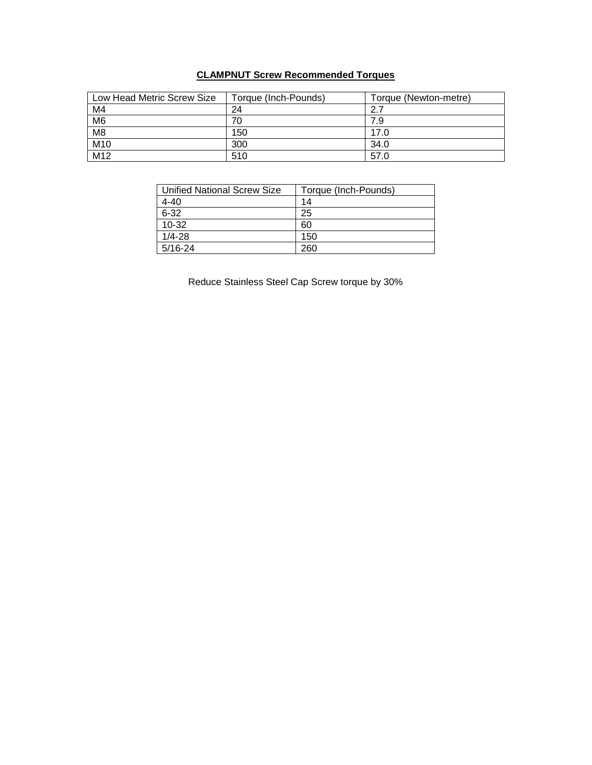## CLAMPNUT Screw Recommended Torques

| Low Head Metric Screw Size | Torque (Inch-Pounds) | Torque (Newton-metre) |
| --- | --- | --- |
| M4 | 24 | 2.7 |
| M6 | 70 | 7.9 |
| M8 | 150 | 17.0 |
| M10 | 300 | 34.0 |
| M12 | 510 | 57.0 |

| Unified National Screw Size | Torque (Inch-Pounds) |
| --- | --- |
| 4-40 | 14 |
| 6-32 | 25 |
| 10-32 | 60 |
| 1/4-28 | 150 |
| 5/16-24 | 260 |

Reduce Stainless Steel Cap Screw torque by 30%